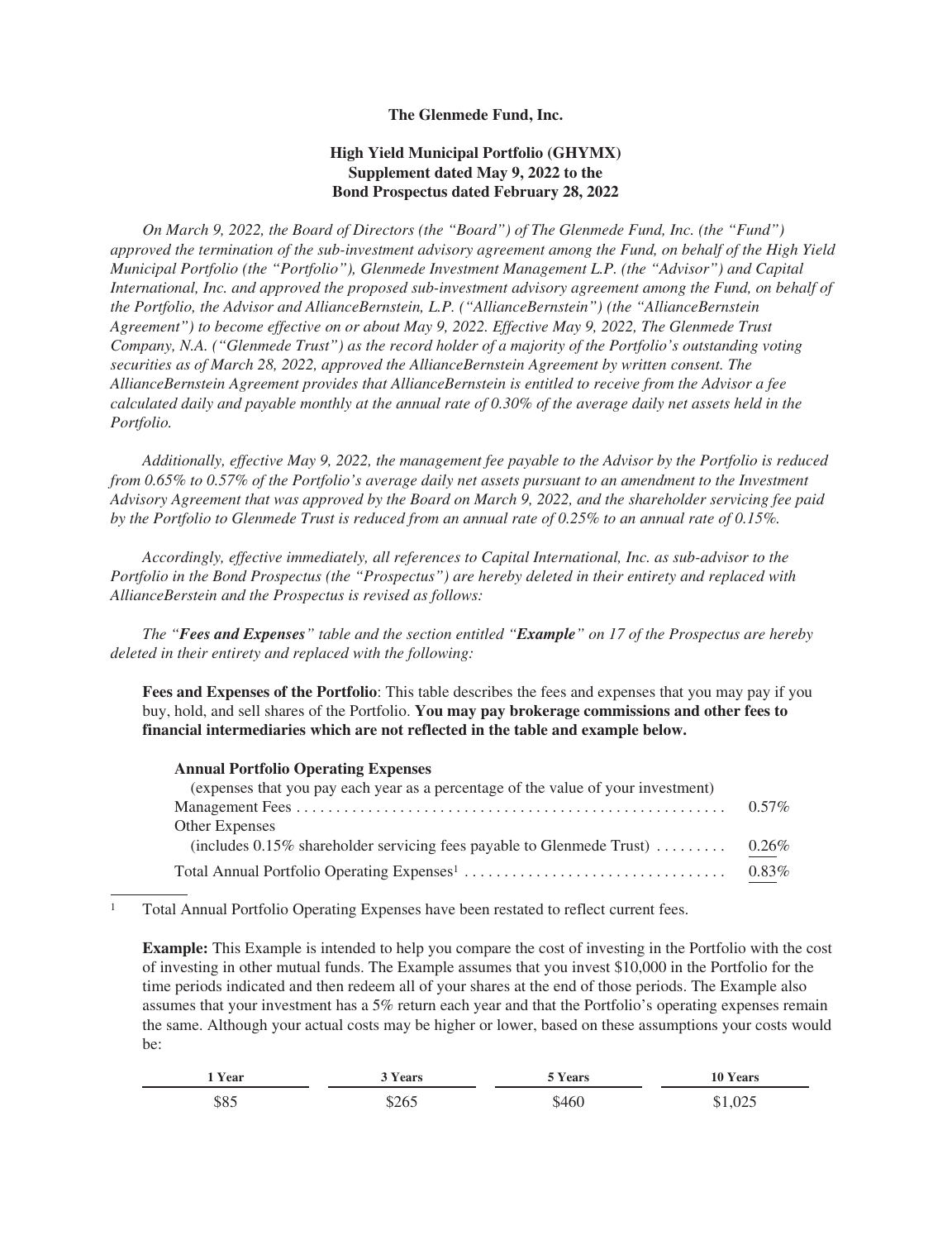**The Glenmede Fund, Inc.**

**High Yield Municipal Portfolio (GHYMX)**
**Supplement dated May 9, 2022 to the**
**Bond Prospectus dated February 28, 2022**

*On March 9, 2022, the Board of Directors (the "Board") of The Glenmede Fund, Inc. (the "Fund") approved the termination of the sub-investment advisory agreement among the Fund, on behalf of the High Yield Municipal Portfolio (the "Portfolio"), Glenmede Investment Management L.P. (the "Advisor") and Capital International, Inc. and approved the proposed sub-investment advisory agreement among the Fund, on behalf of the Portfolio, the Advisor and AllianceBernstein, L.P. ("AllianceBernstein") (the "AllianceBernstein Agreement") to become effective on or about May 9, 2022. Effective May 9, 2022, The Glenmede Trust Company, N.A. ("Glenmede Trust") as the record holder of a majority of the Portfolio's outstanding voting securities as of March 28, 2022, approved the AllianceBernstein Agreement by written consent. The AllianceBernstein Agreement provides that AllianceBernstein is entitled to receive from the Advisor a fee calculated daily and payable monthly at the annual rate of 0.30% of the average daily net assets held in the Portfolio.*

*Additionally, effective May 9, 2022, the management fee payable to the Advisor by the Portfolio is reduced from 0.65% to 0.57% of the Portfolio's average daily net assets pursuant to an amendment to the Investment Advisory Agreement that was approved by the Board on March 9, 2022, and the shareholder servicing fee paid by the Portfolio to Glenmede Trust is reduced from an annual rate of 0.25% to an annual rate of 0.15%.*

*Accordingly, effective immediately, all references to Capital International, Inc. as sub-advisor to the Portfolio in the Bond Prospectus (the "Prospectus") are hereby deleted in their entirety and replaced with AllianceBerstein and the Prospectus is revised as follows:*

*The "**Fees and Expenses**" table and the section entitled "**Example**" on 17 of the Prospectus are hereby deleted in their entirety and replaced with the following:*

**Fees and Expenses of the Portfolio**: This table describes the fees and expenses that you may pay if you buy, hold, and sell shares of the Portfolio. **You may pay brokerage commissions and other fees to financial intermediaries which are not reflected in the table and example below.**

**Annual Portfolio Operating Expenses**
(expenses that you pay each year as a percentage of the value of your investment)

| | |
|---|---|
| Management Fees | 0.57% |
| Other Expenses (includes 0.15% shareholder servicing fees payable to Glenmede Trust) | 0.26% |
| Total Annual Portfolio Operating Expenses[1] | 0.83% |

[1] Total Annual Portfolio Operating Expenses have been restated to reflect current fees.

**Example:** This Example is intended to help you compare the cost of investing in the Portfolio with the cost of investing in other mutual funds. The Example assumes that you invest $10,000 in the Portfolio for the time periods indicated and then redeem all of your shares at the end of those periods. The Example also assumes that your investment has a 5% return each year and that the Portfolio's operating expenses remain the same. Although your actual costs may be higher or lower, based on these assumptions your costs would be:

| 1 Year | 3 Years | 5 Years | 10 Years |
|---|---|---|---|
| $85 | $265 | $460 | $1,025 |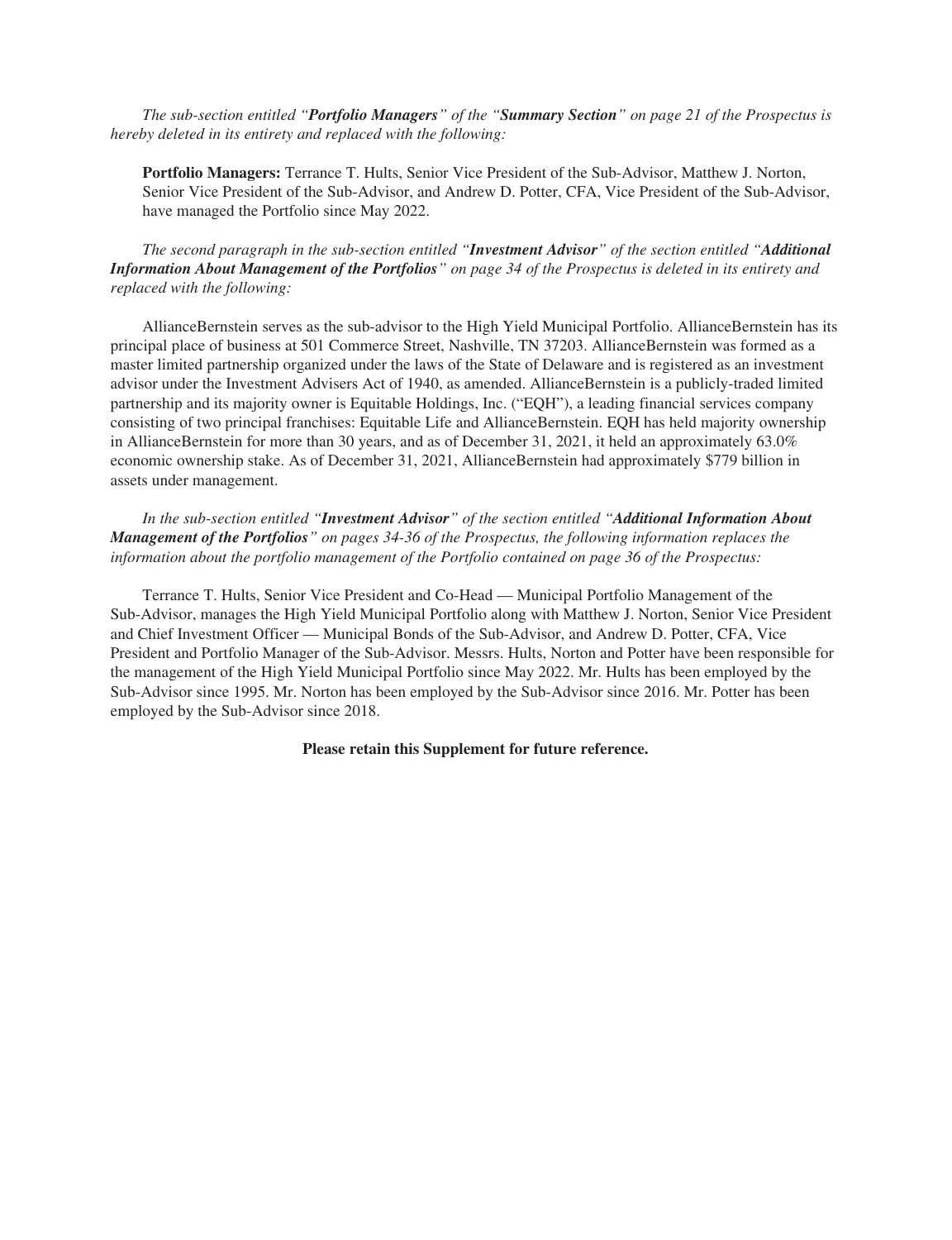*The sub-section entitled "**Portfolio Managers**" of the "**Summary Section**" on page 21 of the Prospectus is hereby deleted in its entirety and replaced with the following:*

> **Portfolio Managers:** Terrance T. Hults, Senior Vice President of the Sub-Advisor, Matthew J. Norton, Senior Vice President of the Sub-Advisor, and Andrew D. Potter, CFA, Vice President of the Sub-Advisor, have managed the Portfolio since May 2022.

*The second paragraph in the sub-section entitled "**Investment Advisor**" of the section entitled "**Additional Information About Management of the Portfolios**" on page 34 of the Prospectus is deleted in its entirety and replaced with the following:*

AllianceBernstein serves as the sub-advisor to the High Yield Municipal Portfolio. AllianceBernstein has its principal place of business at 501 Commerce Street, Nashville, TN 37203. AllianceBernstein was formed as a master limited partnership organized under the laws of the State of Delaware and is registered as an investment advisor under the Investment Advisers Act of 1940, as amended. AllianceBernstein is a publicly-traded limited partnership and its majority owner is Equitable Holdings, Inc. ("EQH"), a leading financial services company consisting of two principal franchises: Equitable Life and AllianceBernstein. EQH has held majority ownership in AllianceBernstein for more than 30 years, and as of December 31, 2021, it held an approximately 63.0% economic ownership stake. As of December 31, 2021, AllianceBernstein had approximately $779 billion in assets under management.

*In the sub-section entitled "**Investment Advisor**" of the section entitled "**Additional Information About Management of the Portfolios**" on pages 34-36 of the Prospectus, the following information replaces the information about the portfolio management of the Portfolio contained on page 36 of the Prospectus:*

Terrance T. Hults, Senior Vice President and Co-Head — Municipal Portfolio Management of the Sub-Advisor, manages the High Yield Municipal Portfolio along with Matthew J. Norton, Senior Vice President and Chief Investment Officer — Municipal Bonds of the Sub-Advisor, and Andrew D. Potter, CFA, Vice President and Portfolio Manager of the Sub-Advisor. Messrs. Hults, Norton and Potter have been responsible for the management of the High Yield Municipal Portfolio since May 2022. Mr. Hults has been employed by the Sub-Advisor since 1995. Mr. Norton has been employed by the Sub-Advisor since 2016. Mr. Potter has been employed by the Sub-Advisor since 2018.

**Please retain this Supplement for future reference.**